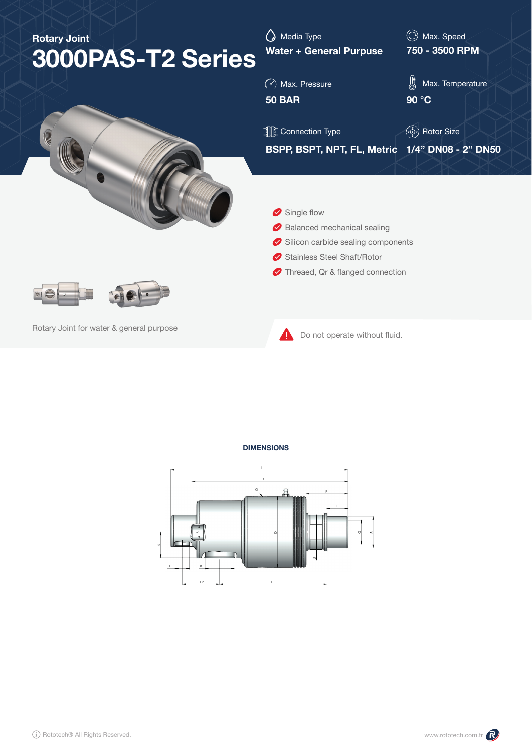Rotary Joint

# 3000PAS-T2 Series

**Media Type**
**Water + General Purpose**

**Max. Speed**
**750 - 3500 RPM**

**Max. Pressure**
**50 BAR**

**Max. Temperature**
**90 °C**

**Connection Type**
**BSPP, BSPT, NPT, FL, Metric**

**Rotor Size**
**1/4" DN08 - 2" DN50**

- Single flow
- Balanced mechanical sealing
- Silicon carbide sealing components
- Stainless Steel Shaft/Rotor
- Threaed, Qr & flanged connection

Rotary Joint for water & general purpose

Do not operate without fluid.

## DIMENSIONS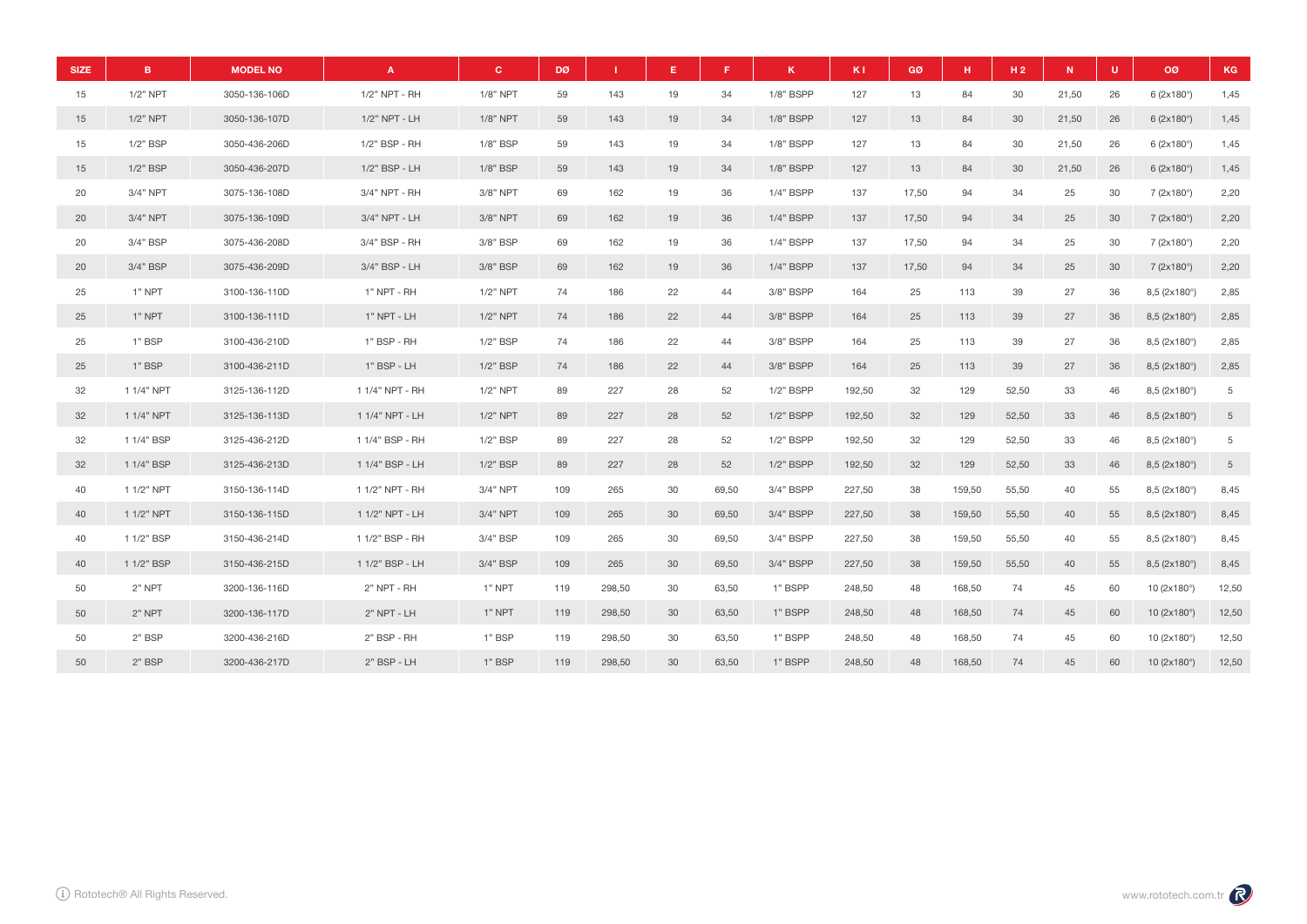| SIZE | B | MODEL NO | A | C | DØ | I | E | F | K | K I | GØ | H | H 2 | N | U | OØ | KG |
|---|---|---|---|---|---|---|---|---|---|---|---|---|---|---|---|---|---|
| 15 | 1/2" NPT | 3050-136-106D | 1/2" NPT - RH | 1/8" NPT | 59 | 143 | 19 | 34 | 1/8" BSPP | 127 | 13 | 84 | 30 | 21,50 | 26 | 6 (2x180°) | 1,45 |
| 15 | 1/2" NPT | 3050-136-107D | 1/2" NPT - LH | 1/8" NPT | 59 | 143 | 19 | 34 | 1/8" BSPP | 127 | 13 | 84 | 30 | 21,50 | 26 | 6 (2x180°) | 1,45 |
| 15 | 1/2" BSP | 3050-436-206D | 1/2" BSP - RH | 1/8" BSP | 59 | 143 | 19 | 34 | 1/8" BSPP | 127 | 13 | 84 | 30 | 21,50 | 26 | 6 (2x180°) | 1,45 |
| 15 | 1/2" BSP | 3050-436-207D | 1/2" BSP - LH | 1/8" BSP | 59 | 143 | 19 | 34 | 1/8" BSPP | 127 | 13 | 84 | 30 | 21,50 | 26 | 6 (2x180°) | 1,45 |
| 20 | 3/4" NPT | 3075-136-108D | 3/4" NPT - RH | 3/8" NPT | 69 | 162 | 19 | 36 | 1/4" BSPP | 137 | 17,50 | 94 | 34 | 25 | 30 | 7 (2x180°) | 2,20 |
| 20 | 3/4" NPT | 3075-136-109D | 3/4" NPT - LH | 3/8" NPT | 69 | 162 | 19 | 36 | 1/4" BSPP | 137 | 17,50 | 94 | 34 | 25 | 30 | 7 (2x180°) | 2,20 |
| 20 | 3/4" BSP | 3075-436-208D | 3/4" BSP - RH | 3/8" BSP | 69 | 162 | 19 | 36 | 1/4" BSPP | 137 | 17,50 | 94 | 34 | 25 | 30 | 7 (2x180°) | 2,20 |
| 20 | 3/4" BSP | 3075-436-209D | 3/4" BSP - LH | 3/8" BSP | 69 | 162 | 19 | 36 | 1/4" BSPP | 137 | 17,50 | 94 | 34 | 25 | 30 | 7 (2x180°) | 2,20 |
| 25 | 1" NPT | 3100-136-110D | 1" NPT - RH | 1/2" NPT | 74 | 186 | 22 | 44 | 3/8" BSPP | 164 | 25 | 113 | 39 | 27 | 36 | 8,5 (2x180°) | 2,85 |
| 25 | 1" NPT | 3100-136-111D | 1" NPT - LH | 1/2" NPT | 74 | 186 | 22 | 44 | 3/8" BSPP | 164 | 25 | 113 | 39 | 27 | 36 | 8,5 (2x180°) | 2,85 |
| 25 | 1" BSP | 3100-436-210D | 1" BSP - RH | 1/2" BSP | 74 | 186 | 22 | 44 | 3/8" BSPP | 164 | 25 | 113 | 39 | 27 | 36 | 8,5 (2x180°) | 2,85 |
| 25 | 1" BSP | 3100-436-211D | 1" BSP - LH | 1/2" BSP | 74 | 186 | 22 | 44 | 3/8" BSPP | 164 | 25 | 113 | 39 | 27 | 36 | 8,5 (2x180°) | 2,85 |
| 32 | 1 1/4" NPT | 3125-136-112D | 1 1/4" NPT - RH | 1/2" NPT | 89 | 227 | 28 | 52 | 1/2" BSPP | 192,50 | 32 | 129 | 52,50 | 33 | 46 | 8,5 (2x180°) | 5 |
| 32 | 1 1/4" NPT | 3125-136-113D | 1 1/4" NPT - LH | 1/2" NPT | 89 | 227 | 28 | 52 | 1/2" BSPP | 192,50 | 32 | 129 | 52,50 | 33 | 46 | 8,5 (2x180°) | 5 |
| 32 | 1 1/4" BSP | 3125-436-212D | 1 1/4" BSP - RH | 1/2" BSP | 89 | 227 | 28 | 52 | 1/2" BSPP | 192,50 | 32 | 129 | 52,50 | 33 | 46 | 8,5 (2x180°) | 5 |
| 32 | 1 1/4" BSP | 3125-436-213D | 1 1/4" BSP - LH | 1/2" BSP | 89 | 227 | 28 | 52 | 1/2" BSPP | 192,50 | 32 | 129 | 52,50 | 33 | 46 | 8,5 (2x180°) | 5 |
| 40 | 1 1/2" NPT | 3150-136-114D | 1 1/2" NPT - RH | 3/4" NPT | 109 | 265 | 30 | 69,50 | 3/4" BSPP | 227,50 | 38 | 159,50 | 55,50 | 40 | 55 | 8,5 (2x180°) | 8,45 |
| 40 | 1 1/2" NPT | 3150-136-115D | 1 1/2" NPT - LH | 3/4" NPT | 109 | 265 | 30 | 69,50 | 3/4" BSPP | 227,50 | 38 | 159,50 | 55,50 | 40 | 55 | 8,5 (2x180°) | 8,45 |
| 40 | 1 1/2" BSP | 3150-436-214D | 1 1/2" BSP - RH | 3/4" BSP | 109 | 265 | 30 | 69,50 | 3/4" BSPP | 227,50 | 38 | 159,50 | 55,50 | 40 | 55 | 8,5 (2x180°) | 8,45 |
| 40 | 1 1/2" BSP | 3150-436-215D | 1 1/2" BSP - LH | 3/4" BSP | 109 | 265 | 30 | 69,50 | 3/4" BSPP | 227,50 | 38 | 159,50 | 55,50 | 40 | 55 | 8,5 (2x180°) | 8,45 |
| 50 | 2" NPT | 3200-136-116D | 2" NPT - RH | 1" NPT | 119 | 298,50 | 30 | 63,50 | 1" BSPP | 248,50 | 48 | 168,50 | 74 | 45 | 60 | 10 (2x180°) | 12,50 |
| 50 | 2" NPT | 3200-136-117D | 2" NPT - LH | 1" NPT | 119 | 298,50 | 30 | 63,50 | 1" BSPP | 248,50 | 48 | 168,50 | 74 | 45 | 60 | 10 (2x180°) | 12,50 |
| 50 | 2" BSP | 3200-436-216D | 2" BSP - RH | 1" BSP | 119 | 298,50 | 30 | 63,50 | 1" BSPP | 248,50 | 48 | 168,50 | 74 | 45 | 60 | 10 (2x180°) | 12,50 |
| 50 | 2" BSP | 3200-436-217D | 2" BSP - LH | 1" BSP | 119 | 298,50 | 30 | 63,50 | 1" BSPP | 248,50 | 48 | 168,50 | 74 | 45 | 60 | 10 (2x180°) | 12,50 |

Rototech® All Rights Reserved.

www.rototech.com.tr